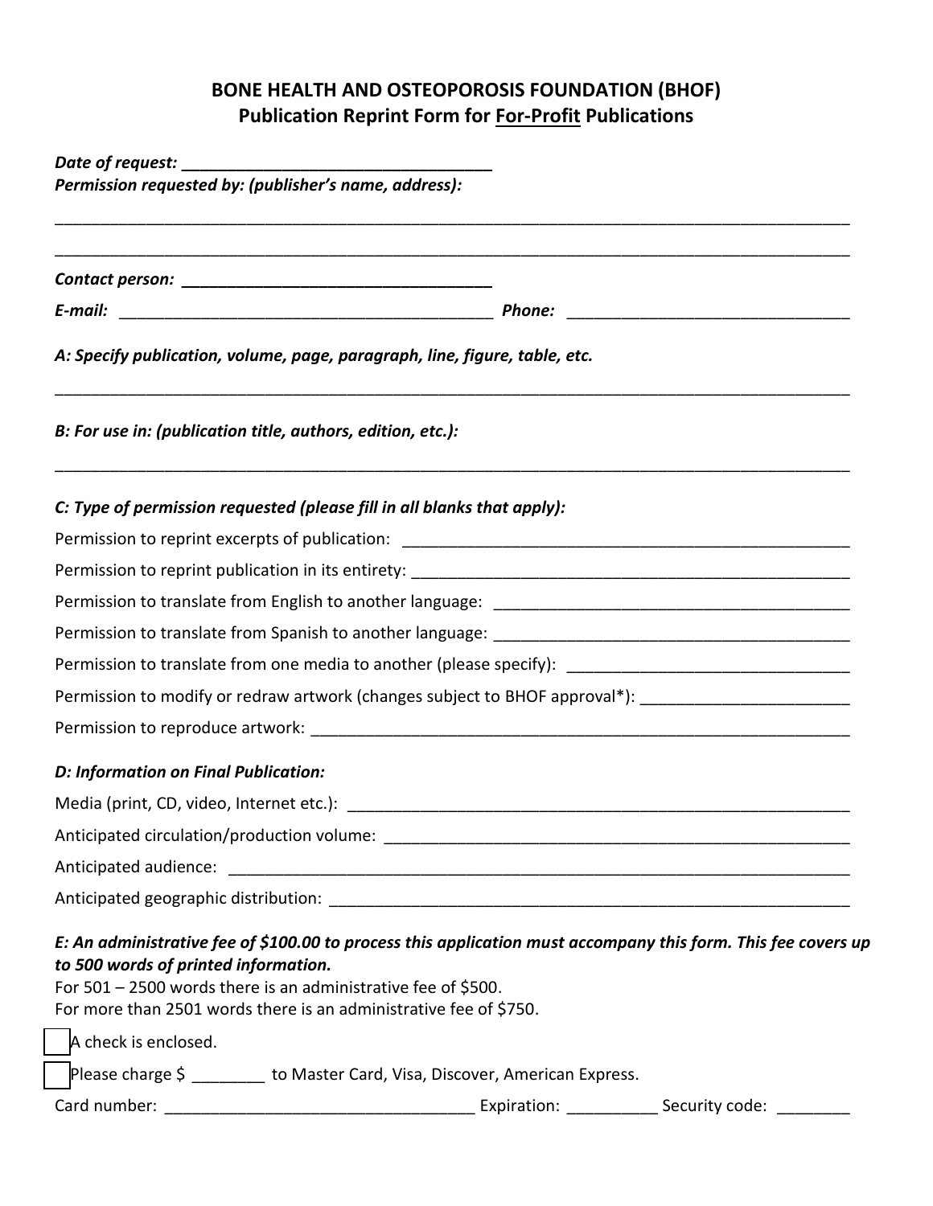# BONE HEALTH AND OSTEOPOROSIS FOUNDATION (BHOF)

## Publication Reprint Form for <u>For-Profit</u> Publications

***Date of request:*** ___________________________________

***Permission requested by: (publisher's name, address):***

_____________________________________________________________________________________________

_____________________________________________________________________________________________

***Contact person:*** ___________________________________

***E-mail:*** ___________________________________________ ***Phone:*** ________________________________

***A: Specify publication, volume, page, paragraph, line, figure, table, etc.***

_____________________________________________________________________________________________

***B: For use in: (publication title, authors, edition, etc.):***

_____________________________________________________________________________________________

***C: Type of permission requested (please fill in all blanks that apply):***

Permission to reprint excerpts of publication: ___________________________________________________

Permission to reprint publication in its entirety: __________________________________________________

Permission to translate from English to another language: ___________________________________________

Permission to translate from Spanish to another language: ___________________________________________

Permission to translate from one media to another (please specify): ______________________________

Permission to modify or redraw artwork (changes subject to BHOF approval*): _______________________

Permission to reproduce artwork: ______________________________________________________________

***D: Information on Final Publication:***

Media (print, CD, video, Internet etc.): ___________________________________________________________

Anticipated circulation/production volume: ____________________________________________________

Anticipated audience: ________________________________________________________________________

Anticipated geographic distribution: ____________________________________________________________

***E: An administrative fee of $100.00 to process this application must accompany this form. This fee covers up to 500 words of printed information.***

For 501 – 2500 words there is an administrative fee of $500.

For more than 2501 words there is an administrative fee of $750.

☐ A check is enclosed.

☐ Please charge $ ________ to Master Card, Visa, Discover, American Express.

Card number: __________________________________ Expiration: __________ Security code: ________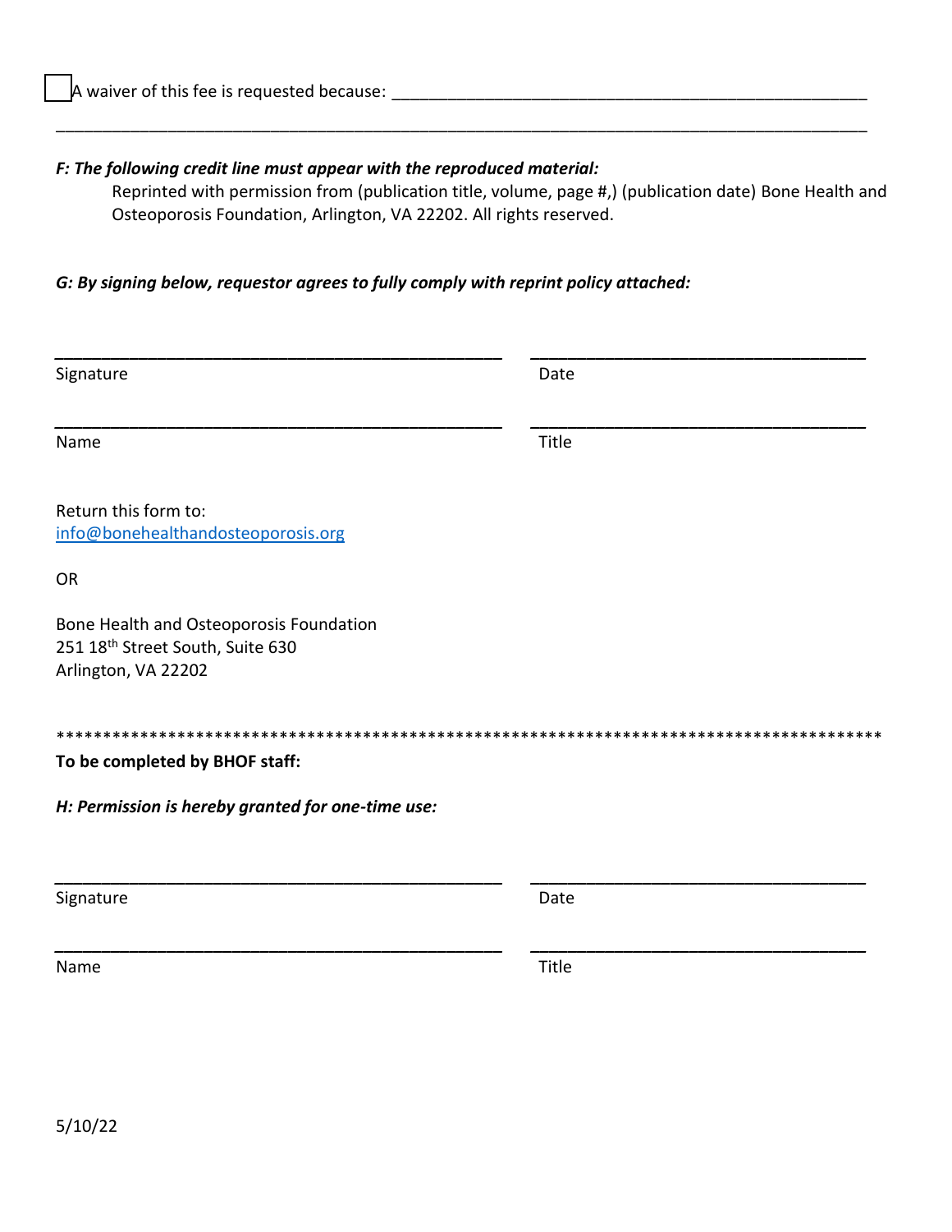☐ A waiver of this fee is requested because: ______________________________________________________

__________________________________________________________________________________________

***F: The following credit line must appear with the reproduced material:***

Reprinted with permission from (publication title, volume, page #,) (publication date) Bone Health and Osteoporosis Foundation, Arlington, VA 22202. All rights reserved.

***G: By signing below, requestor agrees to fully comply with reprint policy attached:***

______________________________________________ ______________________________________

Signature Date

______________________________________________ ______________________________________

Name Title

Return this form to:
info@bonehealthandosteoporosis.org

OR

Bone Health and Osteoporosis Foundation
251 18th Street South, Suite 630
Arlington, VA 22202

*******************************************************************************************

**To be completed by BHOF staff:**

***H: Permission is hereby granted for one-time use:***

______________________________________________ ______________________________________

Signature Date

______________________________________________ ______________________________________

Name Title

5/10/22